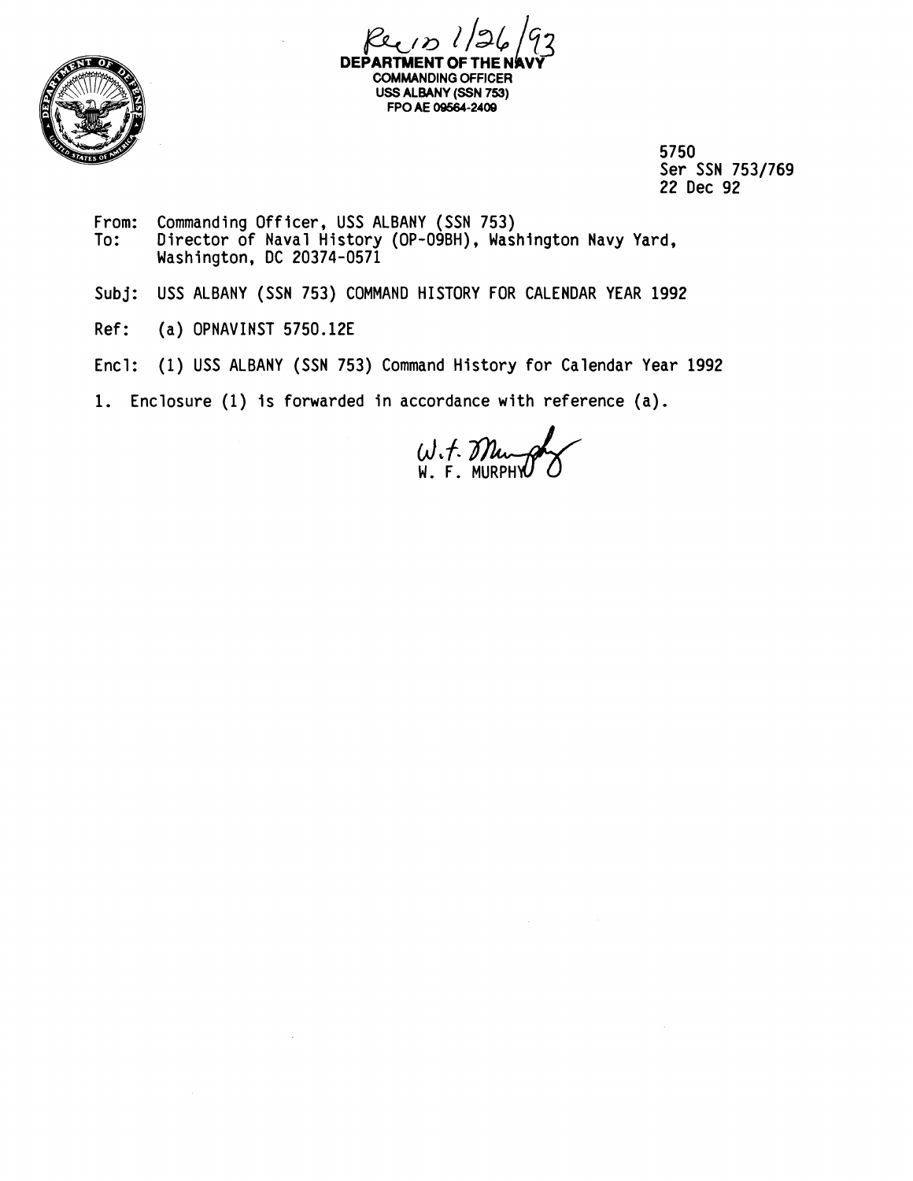Recd 1/26/93

**DEPARTMENT OF THE NAVY**
**COMMANDING OFFICER**
**USS ALBANY (SSN 753)**
**FPO AE 09564-2409**

5750
Ser SSN 753/769
22 Dec 92

From: Commanding Officer, USS ALBANY (SSN 753)
To: Director of Naval History (OP-09BH), Washington Navy Yard, Washington, DC 20374-0571

Subj: USS ALBANY (SSN 753) COMMAND HISTORY FOR CALENDAR YEAR 1992

Ref: (a) OPNAVINST 5750.12E

Encl: (1) USS ALBANY (SSN 753) Command History for Calendar Year 1992

1. Enclosure (1) is forwarded in accordance with reference (a).

W. F. Murphy
W. F. MURPHY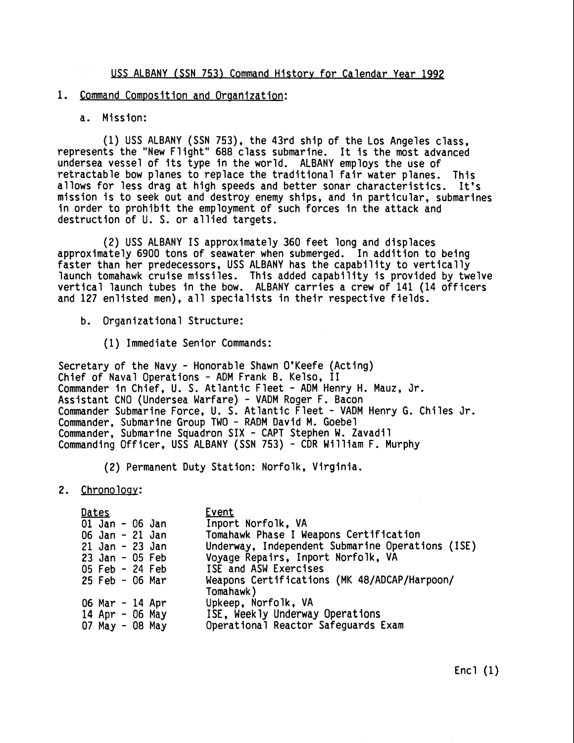# USS ALBANY (SSN 753) Command History for Calendar Year 1992

## 1. Command Composition and Organization:

### a. Mission:

(1) USS ALBANY (SSN 753), the 43rd ship of the Los Angeles class, represents the "New Flight" 688 class submarine. It is the most advanced undersea vessel of its type in the world. ALBANY employs the use of retractable bow planes to replace the traditional fair water planes. This allows for less drag at high speeds and better sonar characteristics. It's mission is to seek out and destroy enemy ships, and in particular, submarines in order to prohibit the employment of such forces in the attack and destruction of U. S. or allied targets.

(2) USS ALBANY IS approximately 360 feet long and displaces approximately 6900 tons of seawater when submerged. In addition to being faster than her predecessors, USS ALBANY has the capability to vertically launch tomahawk cruise missiles. This added capability is provided by twelve vertical launch tubes in the bow. ALBANY carries a crew of 141 (14 officers and 127 enlisted men), all specialists in their respective fields.

### b. Organizational Structure:

(1) Immediate Senior Commands:

Secretary of the Navy - Honorable Shawn O'Keefe (Acting)
Chief of Naval Operations - ADM Frank B. Kelso, II
Commander in Chief, U. S. Atlantic Fleet - ADM Henry H. Mauz, Jr.
Assistant CNO (Undersea Warfare) - VADM Roger F. Bacon
Commander Submarine Force, U. S. Atlantic Fleet - VADM Henry G. Chiles Jr.
Commander, Submarine Group TWO - RADM David M. Goebel
Commander, Submarine Squadron SIX - CAPT Stephen W. Zavadil
Commanding Officer, USS ALBANY (SSN 753) - CDR William F. Murphy

(2) Permanent Duty Station: Norfolk, Virginia.

## 2. Chronology:

| Dates | Event |
|---|---|
| 01 Jan - 06 Jan | Inport Norfolk, VA |
| 06 Jan - 21 Jan | Tomahawk Phase I Weapons Certification |
| 21 Jan - 23 Jan | Underway, Independent Submarine Operations (ISE) |
| 23 Jan - 05 Feb | Voyage Repairs, Inport Norfolk, VA |
| 05 Feb - 24 Feb | ISE and ASW Exercises |
| 25 Feb - 06 Mar | Weapons Certifications (MK 48/ADCAP/Harpoon/ Tomahawk) |
| 06 Mar - 14 Apr | Upkeep, Norfolk, VA |
| 14 Apr - 06 May | ISE, Weekly Underway Operations |
| 07 May - 08 May | Operational Reactor Safeguards Exam |

Encl (1)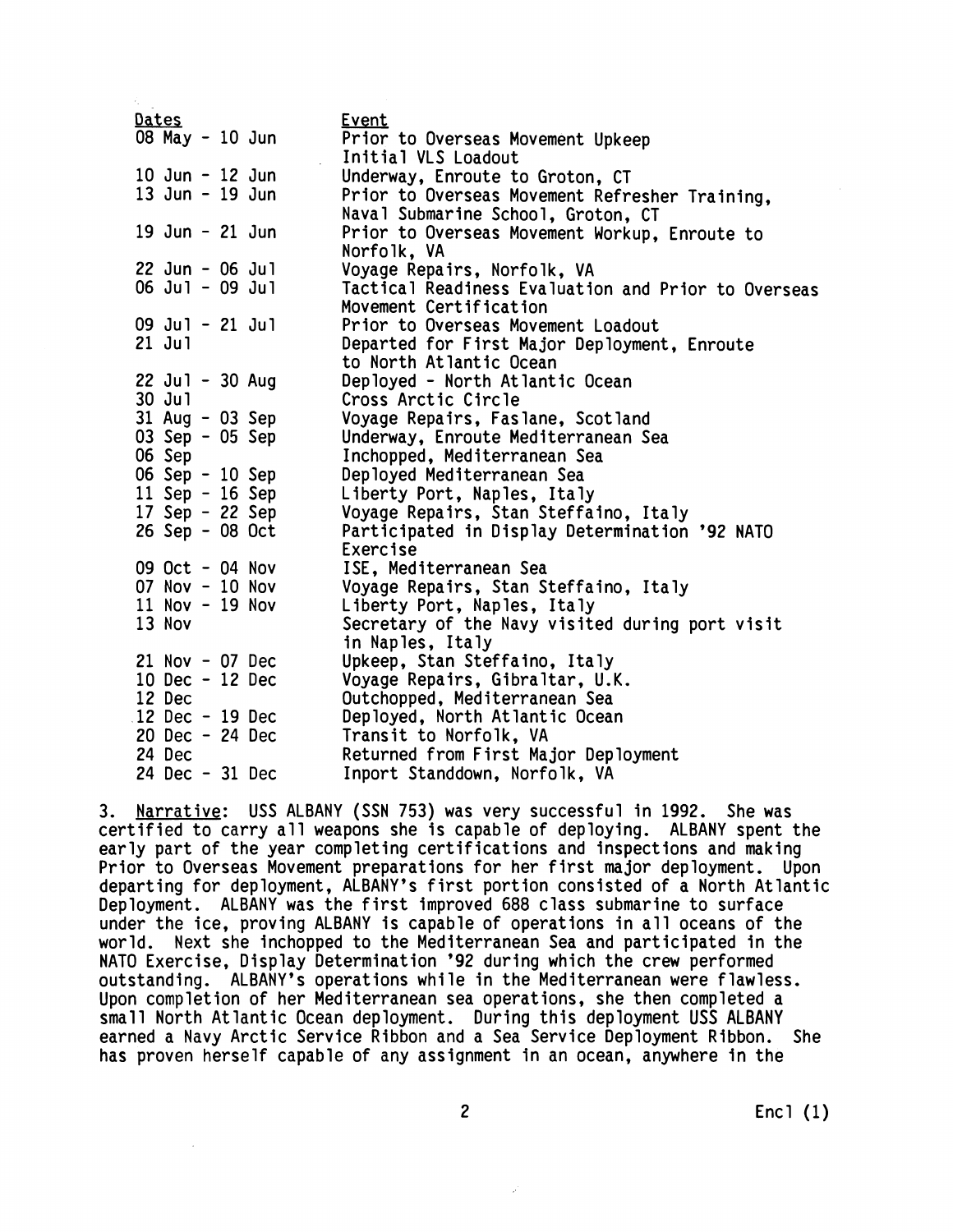| Dates | Event |
| --- | --- |
| 08 May - 10 Jun | Prior to Overseas Movement Upkeep Initial VLS Loadout |
| 10 Jun - 12 Jun | Underway, Enroute to Groton, CT |
| 13 Jun - 19 Jun | Prior to Overseas Movement Refresher Training, Naval Submarine School, Groton, CT |
| 19 Jun - 21 Jun | Prior to Overseas Movement Workup, Enroute to Norfolk, VA |
| 22 Jun - 06 Jul | Voyage Repairs, Norfolk, VA |
| 06 Jul - 09 Jul | Tactical Readiness Evaluation and Prior to Overseas Movement Certification |
| 09 Jul - 21 Jul | Prior to Overseas Movement Loadout |
| 21 Jul | Departed for First Major Deployment, Enroute to North Atlantic Ocean |
| 22 Jul - 30 Aug | Deployed - North Atlantic Ocean |
| 30 Jul | Cross Arctic Circle |
| 31 Aug - 03 Sep | Voyage Repairs, Faslane, Scotland |
| 03 Sep - 05 Sep | Underway, Enroute Mediterranean Sea |
| 06 Sep | Inchopped, Mediterranean Sea |
| 06 Sep - 10 Sep | Deployed Mediterranean Sea |
| 11 Sep - 16 Sep | Liberty Port, Naples, Italy |
| 17 Sep - 22 Sep | Voyage Repairs, Stan Steffaino, Italy |
| 26 Sep - 08 Oct | Participated in Display Determination '92 NATO Exercise |
| 09 Oct - 04 Nov | ISE, Mediterranean Sea |
| 07 Nov - 10 Nov | Voyage Repairs, Stan Steffaino, Italy |
| 11 Nov - 19 Nov | Liberty Port, Naples, Italy |
| 13 Nov | Secretary of the Navy visited during port visit in Naples, Italy |
| 21 Nov - 07 Dec | Upkeep, Stan Steffaino, Italy |
| 10 Dec - 12 Dec | Voyage Repairs, Gibraltar, U.K. |
| 12 Dec | Outchopped, Mediterranean Sea |
| 12 Dec - 19 Dec | Deployed, North Atlantic Ocean |
| 20 Dec - 24 Dec | Transit to Norfolk, VA |
| 24 Dec | Returned from First Major Deployment |
| 24 Dec - 31 Dec | Inport Standdown, Norfolk, VA |

3. Narrative: USS ALBANY (SSN 753) was very successful in 1992. She was certified to carry all weapons she is capable of deploying. ALBANY spent the early part of the year completing certifications and inspections and making Prior to Overseas Movement preparations for her first major deployment. Upon departing for deployment, ALBANY's first portion consisted of a North Atlantic Deployment. ALBANY was the first improved 688 class submarine to surface under the ice, proving ALBANY is capable of operations in all oceans of the world. Next she inchopped to the Mediterranean Sea and participated in the NATO Exercise, Display Determination '92 during which the crew performed outstanding. ALBANY's operations while in the Mediterranean were flawless. Upon completion of her Mediterranean sea operations, she then completed a small North Atlantic Ocean deployment. During this deployment USS ALBANY earned a Navy Arctic Service Ribbon and a Sea Service Deployment Ribbon. She has proven herself capable of any assignment in an ocean, anywhere in the

Encl (1)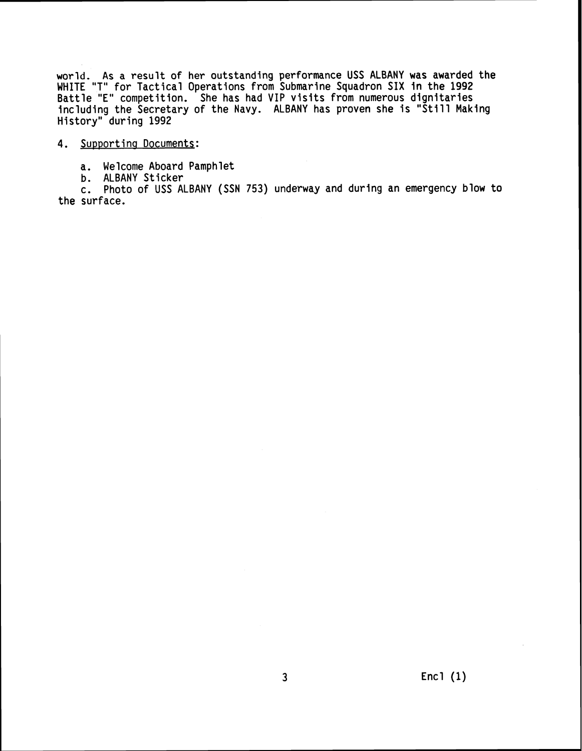world. As a result of her outstanding performance USS ALBANY was awarded the WHITE "T" for Tactical Operations from Submarine Squadron SIX in the 1992 Battle "E" competition. She has had VIP visits from numerous dignitaries including the Secretary of the Navy. ALBANY has proven she is "Still Making History" during 1992

4. Supporting Documents:

a. Welcome Aboard Pamphlet
b. ALBANY Sticker
c. Photo of USS ALBANY (SSN 753) underway and during an emergency blow to the surface.

Encl (1)